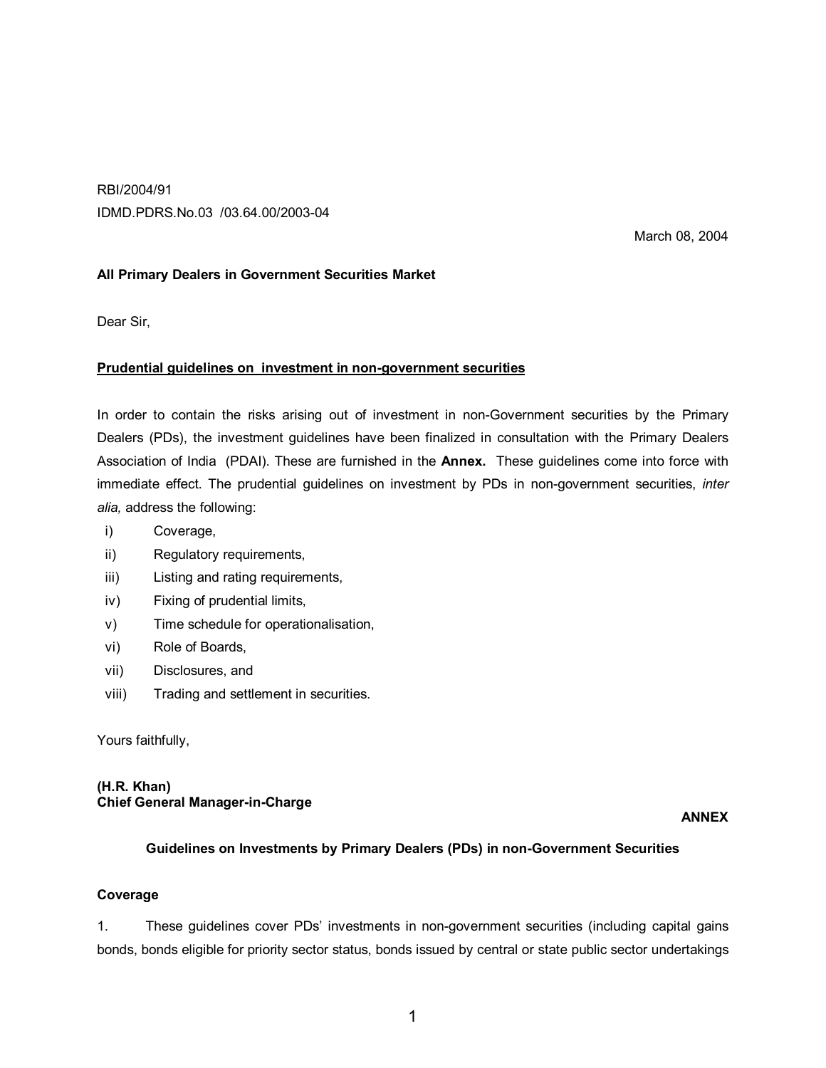RBI/2004/91

IDMD.PDRS.No.03 /03.64.00/2003-04

March 08, 2004

**All Primary Dealers in Government Securities Market**

Dear Sir,

**Prudential guidelines on investment in non-government securities**

In order to contain the risks arising out of investment in non-Government securities by the Primary Dealers (PDs), the investment guidelines have been finalized in consultation with the Primary Dealers Association of India (PDAI). These are furnished in the **Annex.** These guidelines come into force with immediate effect. The prudential guidelines on investment by PDs in non-government securities, *inter alia,* address the following:

i) Coverage,
ii) Regulatory requirements,
iii) Listing and rating requirements,
iv) Fixing of prudential limits,
v) Time schedule for operationalisation,
vi) Role of Boards,
vii) Disclosures, and
viii) Trading and settlement in securities.

Yours faithfully,

**(H.R. Khan)**
**Chief General Manager-in-Charge**

**ANNEX**

**Guidelines on Investments by Primary Dealers (PDs) in non-Government Securities**

**Coverage**

1. These guidelines cover PDs' investments in non-government securities (including capital gains bonds, bonds eligible for priority sector status, bonds issued by central or state public sector undertakings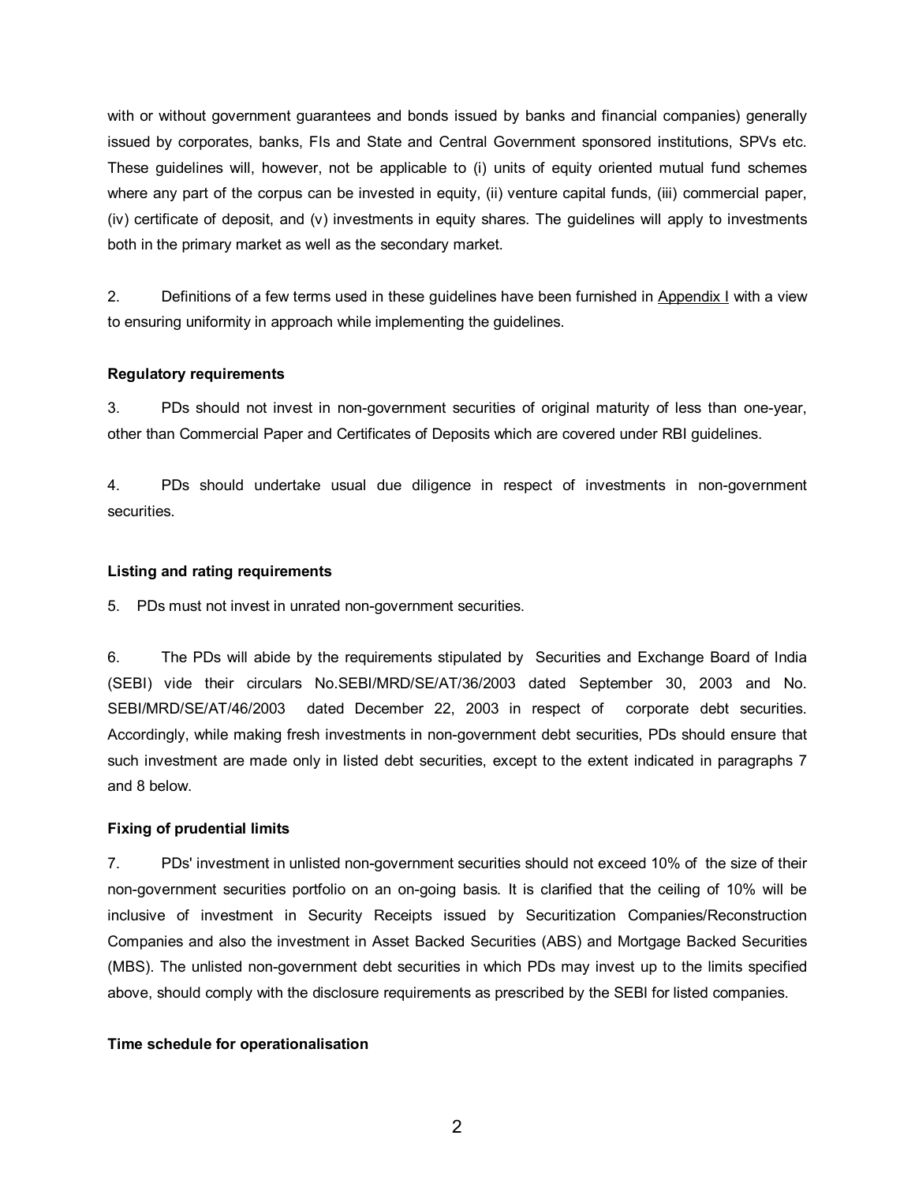with or without government guarantees and bonds issued by banks and financial companies) generally issued by corporates, banks, FIs and State and Central Government sponsored institutions, SPVs etc. These guidelines will, however, not be applicable to (i) units of equity oriented mutual fund schemes where any part of the corpus can be invested in equity, (ii) venture capital funds, (iii) commercial paper, (iv) certificate of deposit, and (v) investments in equity shares. The guidelines will apply to investments both in the primary market as well as the secondary market.

2. Definitions of a few terms used in these guidelines have been furnished in Appendix I with a view to ensuring uniformity in approach while implementing the guidelines.

**Regulatory requirements**

3. PDs should not invest in non-government securities of original maturity of less than one-year, other than Commercial Paper and Certificates of Deposits which are covered under RBI guidelines.

4. PDs should undertake usual due diligence in respect of investments in non-government securities.

**Listing and rating requirements**

5. PDs must not invest in unrated non-government securities.

6. The PDs will abide by the requirements stipulated by Securities and Exchange Board of India (SEBI) vide their circulars No.SEBI/MRD/SE/AT/36/2003 dated September 30, 2003 and No. SEBI/MRD/SE/AT/46/2003 dated December 22, 2003 in respect of corporate debt securities. Accordingly, while making fresh investments in non-government debt securities, PDs should ensure that such investment are made only in listed debt securities, except to the extent indicated in paragraphs 7 and 8 below.

**Fixing of prudential limits**

7. PDs' investment in unlisted non-government securities should not exceed 10% of the size of their non-government securities portfolio on an on-going basis. It is clarified that the ceiling of 10% will be inclusive of investment in Security Receipts issued by Securitization Companies/Reconstruction Companies and also the investment in Asset Backed Securities (ABS) and Mortgage Backed Securities (MBS). The unlisted non-government debt securities in which PDs may invest up to the limits specified above, should comply with the disclosure requirements as prescribed by the SEBI for listed companies.

**Time schedule for operationalisation**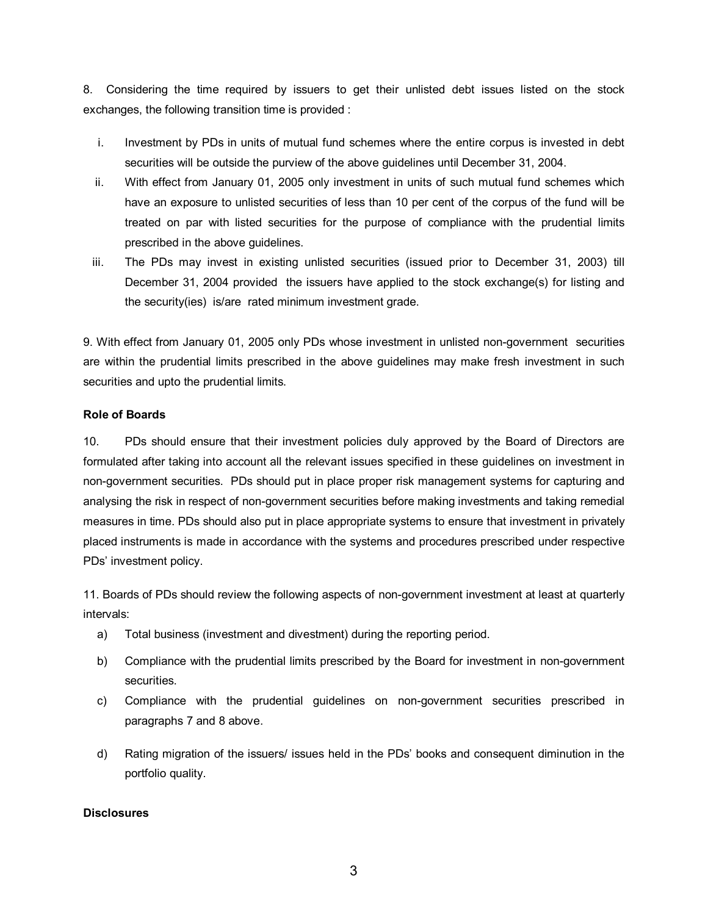8. Considering the time required by issuers to get their unlisted debt issues listed on the stock exchanges, the following transition time is provided :

i. Investment by PDs in units of mutual fund schemes where the entire corpus is invested in debt securities will be outside the purview of the above guidelines until December 31, 2004.

ii. With effect from January 01, 2005 only investment in units of such mutual fund schemes which have an exposure to unlisted securities of less than 10 per cent of the corpus of the fund will be treated on par with listed securities for the purpose of compliance with the prudential limits prescribed in the above guidelines.

iii. The PDs may invest in existing unlisted securities (issued prior to December 31, 2003) till December 31, 2004 provided the issuers have applied to the stock exchange(s) for listing and the security(ies) is/are rated minimum investment grade.

9. With effect from January 01, 2005 only PDs whose investment in unlisted non-government securities are within the prudential limits prescribed in the above guidelines may make fresh investment in such securities and upto the prudential limits.

**Role of Boards**

10. PDs should ensure that their investment policies duly approved by the Board of Directors are formulated after taking into account all the relevant issues specified in these guidelines on investment in non-government securities. PDs should put in place proper risk management systems for capturing and analysing the risk in respect of non-government securities before making investments and taking remedial measures in time. PDs should also put in place appropriate systems to ensure that investment in privately placed instruments is made in accordance with the systems and procedures prescribed under respective PDs' investment policy.

11. Boards of PDs should review the following aspects of non-government investment at least at quarterly intervals:

a) Total business (investment and divestment) during the reporting period.

b) Compliance with the prudential limits prescribed by the Board for investment in non-government securities.

c) Compliance with the prudential guidelines on non-government securities prescribed in paragraphs 7 and 8 above.

d) Rating migration of the issuers/ issues held in the PDs' books and consequent diminution in the portfolio quality.

**Disclosures**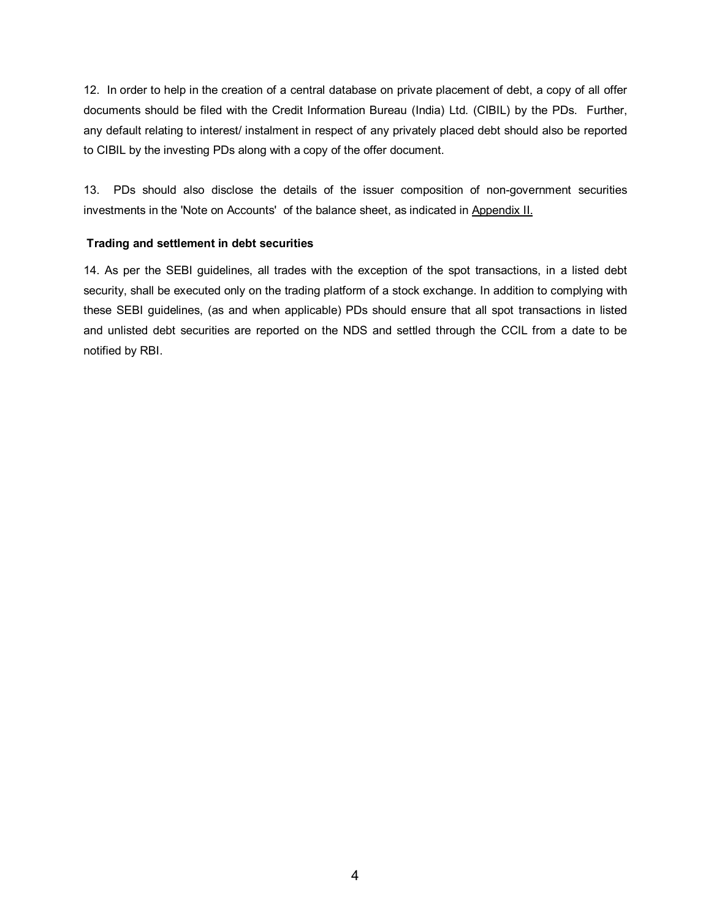12. In order to help in the creation of a central database on private placement of debt, a copy of all offer documents should be filed with the Credit Information Bureau (India) Ltd. (CIBIL) by the PDs. Further, any default relating to interest/ instalment in respect of any privately placed debt should also be reported to CIBIL by the investing PDs along with a copy of the offer document.

13. PDs should also disclose the details of the issuer composition of non-government securities investments in the 'Note on Accounts' of the balance sheet, as indicated in Appendix II.

**Trading and settlement in debt securities**

14. As per the SEBI guidelines, all trades with the exception of the spot transactions, in a listed debt security, shall be executed only on the trading platform of a stock exchange. In addition to complying with these SEBI guidelines, (as and when applicable) PDs should ensure that all spot transactions in listed and unlisted debt securities are reported on the NDS and settled through the CCIL from a date to be notified by RBI.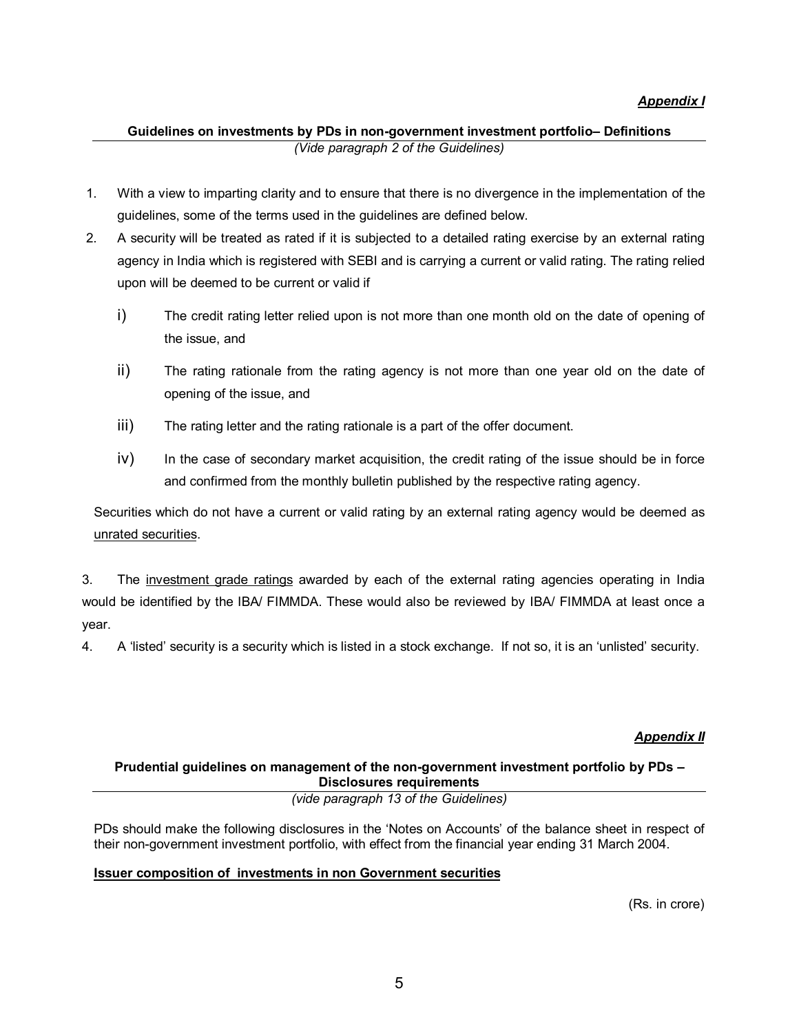***Appendix I***

**Guidelines on investments by PDs in non-government investment portfolio– Definitions**
*(Vide paragraph 2 of the Guidelines)*

1. With a view to imparting clarity and to ensure that there is no divergence in the implementation of the guidelines, some of the terms used in the guidelines are defined below.
2. A security will be treated as rated if it is subjected to a detailed rating exercise by an external rating agency in India which is registered with SEBI and is carrying a current or valid rating. The rating relied upon will be deemed to be current or valid if

   i) The credit rating letter relied upon is not more than one month old on the date of opening of the issue, and

   ii) The rating rationale from the rating agency is not more than one year old on the date of opening of the issue, and

   iii) The rating letter and the rating rationale is a part of the offer document.

   iv) In the case of secondary market acquisition, the credit rating of the issue should be in force and confirmed from the monthly bulletin published by the respective rating agency.

   Securities which do not have a current or valid rating by an external rating agency would be deemed as unrated securities.

3. The investment grade ratings awarded by each of the external rating agencies operating in India would be identified by the IBA/ FIMMDA. These would also be reviewed by IBA/ FIMMDA at least once a year.
4. A 'listed' security is a security which is listed in a stock exchange. If not so, it is an 'unlisted' security.

***Appendix II***

**Prudential guidelines on management of the non-government investment portfolio by PDs – Disclosures requirements**
*(vide paragraph 13 of the Guidelines)*

PDs should make the following disclosures in the 'Notes on Accounts' of the balance sheet in respect of their non-government investment portfolio, with effect from the financial year ending 31 March 2004.

**Issuer composition of investments in non Government securities**

(Rs. in crore)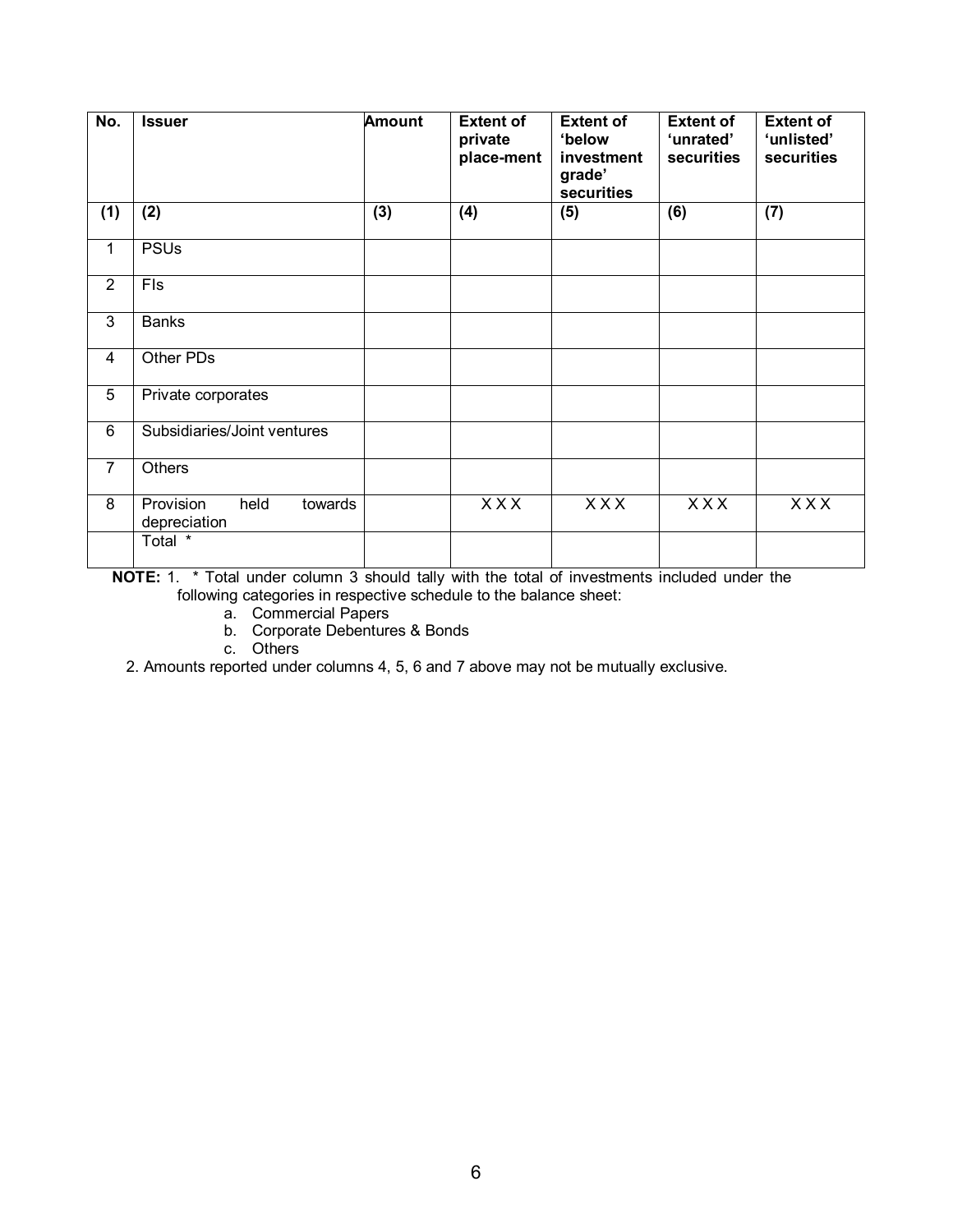| No. | Issuer | Amount | Extent of private place-ment | Extent of 'below investment grade' securities | Extent of 'unrated' securities | Extent of 'unlisted' securities |
|---|---|---|---|---|---|---|
| (1) | (2) | (3) | (4) | (5) | (6) | (7) |
| 1 | PSUs | | | | | |
| 2 | FIs | | | | | |
| 3 | Banks | | | | | |
| 4 | Other PDs | | | | | |
| 5 | Private corporates | | | | | |
| 6 | Subsidiaries/Joint ventures | | | | | |
| 7 | Others | | | | | |
| 8 | Provision held towards depreciation | | X X X | X X X | X X X | X X X |
| | Total * | | | | | |

**NOTE:** 1. * Total under column 3 should tally with the total of investments included under the following categories in respective schedule to the balance sheet:

a. Commercial Papers
b. Corporate Debentures & Bonds
c. Others

2. Amounts reported under columns 4, 5, 6 and 7 above may not be mutually exclusive.